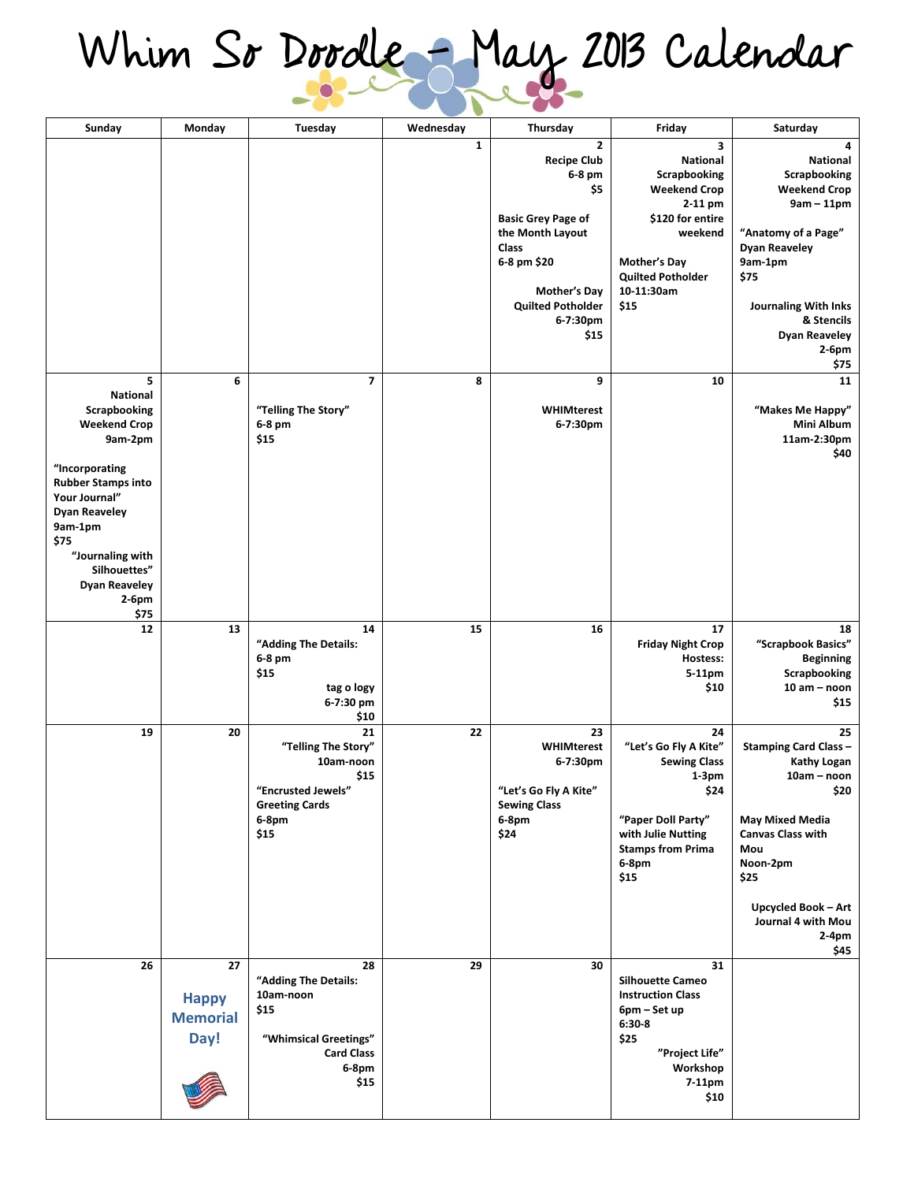# Whim So Doodle – May 2013 Calendar

| Sunday | Monday | Tuesday | Wednesday | Thursday | Friday | Saturday |
|---|---|---|---|---|---|---|
| | | | 1 | 2<br>Recipe Club<br>6-8 pm<br>$5<br><br>Basic Grey Page of the Month Layout Class<br>6-8 pm $20<br><br>Mother's Day Quilted Potholder<br>6-7:30pm<br>$15 | 3<br>National Scrapbooking Weekend Crop<br>2-11 pm<br>$120 for entire weekend<br><br>Mother's Day Quilted Potholder<br>10-11:30am<br>$15 | 4<br>National Scrapbooking Weekend Crop<br>9am – 11pm<br><br>"Anatomy of a Page"<br>Dyan Reaveley<br>9am-1pm<br>$75<br><br>Journaling With Inks & Stencils<br>Dyan Reaveley<br>2-6pm<br>$75 |
| 5<br>National Scrapbooking Weekend Crop<br>9am-2pm<br><br>"Incorporating Rubber Stamps into Your Journal"<br>Dyan Reaveley<br>9am-1pm<br>$75<br>"Journaling with Silhouettes"<br>Dyan Reaveley<br>2-6pm<br>$75 | 6 | 7<br>"Telling The Story"<br>6-8 pm<br>$15 | 8 | 9<br>WHIMterest<br>6-7:30pm | 10 | 11<br>"Makes Me Happy" Mini Album<br>11am-2:30pm<br>$40 |
| 12 | 13 | 14<br>"Adding The Details:<br>6-8 pm<br>$15<br><br>tag o logy<br>6-7:30 pm<br>$10 | 15 | 16 | 17<br>Friday Night Crop<br>Hostess:<br>5-11pm<br>$10 | 18<br>"Scrapbook Basics" Beginning Scrapbooking<br>10 am – noon<br>$15 |
| 19 | 20 | 21<br>"Telling The Story"<br>10am-noon<br>$15<br>"Encrusted Jewels" Greeting Cards<br>6-8pm<br>$15 | 22 | 23<br>WHIMterest<br>6-7:30pm<br><br>"Let's Go Fly A Kite" Sewing Class<br>6-8pm<br>$24 | 24<br>"Let's Go Fly A Kite" Sewing Class<br>1-3pm<br>$24<br><br>"Paper Doll Party" with Julie Nutting Stamps from Prima<br>6-8pm<br>$15 | 25<br>Stamping Card Class – Kathy Logan<br>10am – noon<br>$20<br><br>May Mixed Media Canvas Class with Mou<br>Noon-2pm<br>$25<br><br>Upcycled Book – Art Journal 4 with Mou<br>2-4pm<br>$45 |
| 26 | 27<br>Happy Memorial Day! | 28<br>"Adding The Details:<br>10am-noon<br>$15<br><br>"Whimsical Greetings" Card Class<br>6-8pm<br>$15 | 29 | 30 | 31<br>Silhouette Cameo Instruction Class<br>6pm – Set up<br>6:30-8<br>$25<br>"Project Life" Workshop<br>7-11pm<br>$10 | |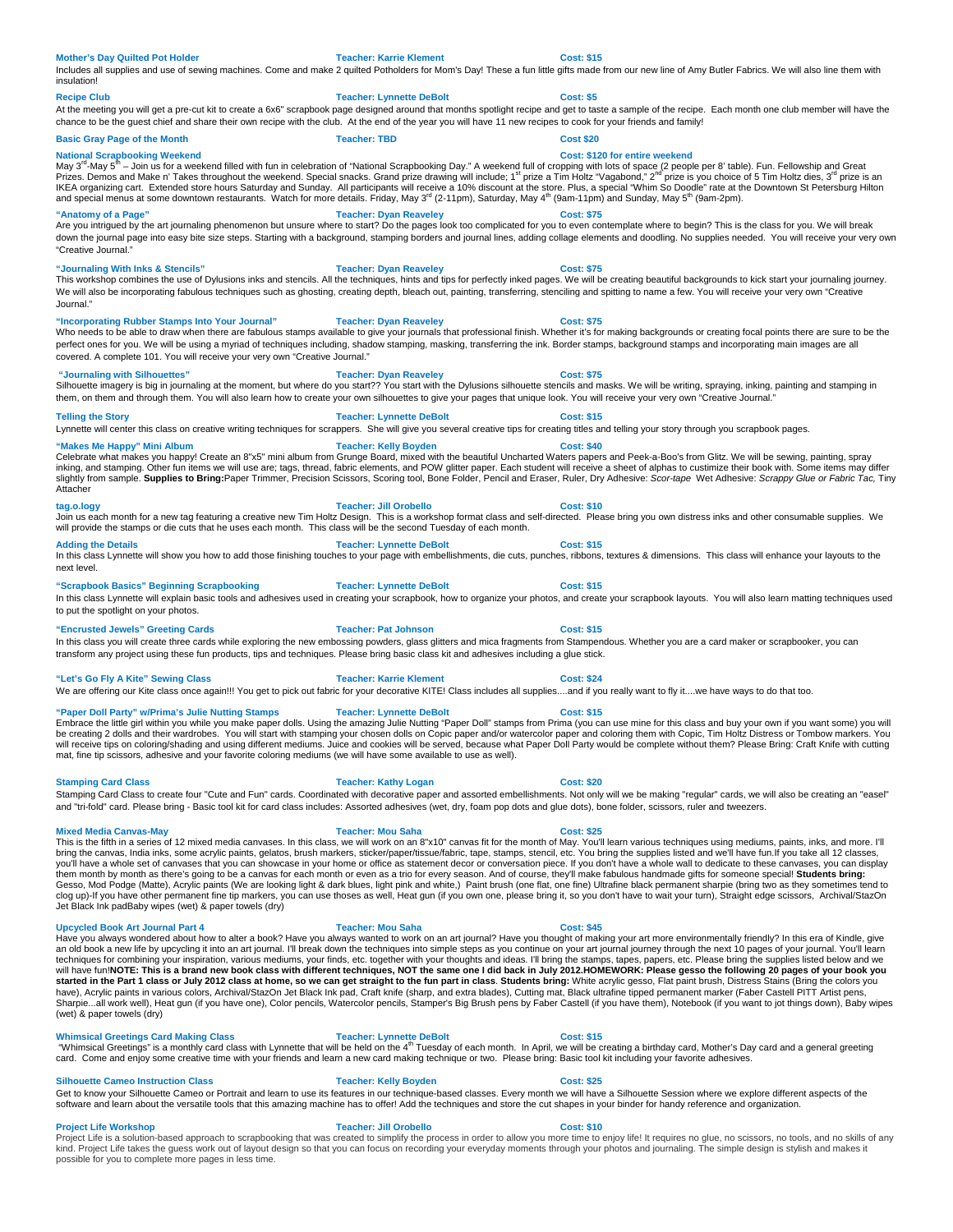**Mother's Day Quilted Pot Holder** **Teacher: Karrie Klement** **Cost: $15**

Includes all supplies and use of sewing machines. Come and make 2 quilted Potholders for Mom's Day! These a fun little gifts made from our new line of Amy Butler Fabrics. We will also line them with insulation!

**Recipe Club** **Teacher: Lynnette DeBolt** **Cost: $5**

At the meeting you will get a pre-cut kit to create a 6x6" scrapbook page designed around that months spotlight recipe and get to taste a sample of the recipe. Each month one club member will have the chance to be the guest chief and share their own recipe with the club. At the end of the year you will have 11 new recipes to cook for your friends and family!

**Basic Gray Page of the Month** **Teacher: TBD** **Cost $20**

**National Scrapbooking Weekend** **Cost: $120 for entire weekend**

May 3rd-May 5th – Join us for a weekend filled with fun in celebration of "National Scrapbooking Day." A weekend full of cropping with lots of space (2 people per 8' table). Fun. Fellowship and Great Prizes. Demos and Make n' Takes throughout the weekend. Special snacks. Grand prize drawing will include; 1st prize a Tim Holtz "Vagabond," 2nd prize is you choice of 5 Tim Holtz dies, 3rd prize is an IKEA organizing cart. Extended store hours Saturday and Sunday. All participants will receive a 10% discount at the store. Plus, a special "Whim So Doodle" rate at the Downtown St Petersburg Hilton and special menus at some downtown restaurants. Watch for more details. Friday, May 3rd (2-11pm), Saturday, May 4th (9am-11pm) and Sunday, May 5th (9am-2pm).

**"Anatomy of a Page"** **Teacher: Dyan Reaveley** **Cost: $75**

Are you intrigued by the art journaling phenomenon but unsure where to start? Do the pages look too complicated for you to even contemplate where to begin? This is the class for you. We will break down the journal page into easy bite size steps. Starting with a background, stamping borders and journal lines, adding collage elements and doodling. No supplies needed. You will receive your very own "Creative Journal."

**"Journaling With Inks & Stencils"** **Teacher: Dyan Reaveley** **Cost: $75**

This workshop combines the use of Dylusions inks and stencils. All the techniques, hints and tips for perfectly inked pages. We will be creating beautiful backgrounds to kick start your journaling journey. We will also be incorporating fabulous techniques such as ghosting, creating depth, bleach out, painting, transferring, stenciling and spitting to name a few. You will receive your very own "Creative Journal."

**"Incorporating Rubber Stamps Into Your Journal"** **Teacher: Dyan Reaveley** **Cost: $75**

Who needs to be able to draw when there are fabulous stamps available to give your journals that professional finish. Whether it's for making backgrounds or creating focal points there are sure to be the perfect ones for you. We will be using a myriad of techniques including, shadow stamping, masking, transferring the ink. Border stamps, background stamps and incorporating main images are all covered. A complete 101. You will receive your very own "Creative Journal."

**"Journaling with Silhouettes"** **Teacher: Dyan Reaveley** **Cost: $75**

Silhouette imagery is big in journaling at the moment, but where do you start?? You start with the Dylusions silhouette stencils and masks. We will be writing, spraying, inking, painting and stamping in them, on them and through them. You will also learn how to create your own silhouettes to give your pages that unique look. You will receive your very own "Creative Journal."

**Telling the Story** **Teacher: Lynnette DeBolt** **Cost: $15**

Lynnette will center this class on creative writing techniques for scrappers. She will give you several creative tips for creating titles and telling your story through you scrapbook pages.

**"Makes Me Happy" Mini Album** **Teacher: Kelly Boyden** **Cost: $40**

Celebrate what makes you happy! Create an 8"x5" mini album from Grunge Board, mixed with the beautiful Uncharted Waters papers and Peek-a-Boo's from Glitz. We will be sewing, painting, spray inking, and stamping. Other fun items we will use are; tags, thread, fabric elements, and POW glitter paper. Each student will receive a sheet of alphas to customize their book with. Some items may differ slightly from sample. **Supplies to Bring:**Paper Trimmer, Precision Scissors, Scoring tool, Bone Folder, Pencil and Eraser, Ruler, Dry Adhesive: *Scor-tape* Wet Adhesive: *Scrappy Glue or Fabric Tac,* Tiny Attacher

**tag.o.logy** **Teacher: Jill Orobello** **Cost: $10**

Join us each month for a new tag featuring a creative new Tim Holtz Design. This is a workshop format class and self-directed. Please bring you own distress inks and other consumable supplies. We will provide the stamps or die cuts that he uses each month. This class will be the second Tuesday of each month.

**Adding the Details** **Teacher: Lynnette DeBolt** **Cost: $15**

In this class Lynnette will show you how to add those finishing touches to your page with embellishments, die cuts, punches, ribbons, textures & dimensions. This class will enhance your layouts to the next level.

**"Scrapbook Basics" Beginning Scrapbooking** **Teacher: Lynnette DeBolt** **Cost: $15**

In this class Lynnette will explain basic tools and adhesives used in creating your scrapbook, how to organize your photos, and create your scrapbook layouts. You will also learn matting techniques used to put the spotlight on your photos.

**"Encrusted Jewels" Greeting Cards** **Teacher: Pat Johnson** **Cost: $15**

In this class you will create three cards while exploring the new embossing powders, glass glitters and mica fragments from Stampendous. Whether you are a card maker or scrapbooker, you can transform any project using these fun products, tips and techniques. Please bring basic class kit and adhesives including a glue stick.

**"Let's Go Fly A Kite" Sewing Class** **Teacher: Karrie Klement** **Cost: $24**

We are offering our Kite class once again!!! You get to pick out fabric for your decorative KITE! Class includes all supplies....and if you really want to fly it....we have ways to do that too.

**"Paper Doll Party" w/Prima's Julie Nutting Stamps** **Teacher: Lynnette DeBolt** **Cost: $15**

Embrace the little girl within you while you make paper dolls. Using the amazing Julie Nutting "Paper Doll" stamps from Prima (you can use mine for this class and buy your own if you want some) you will be creating 2 dolls and their wardrobes. You will start with stamping your chosen dolls on Copic paper and/or watercolor paper and coloring them with Copic, Tim Holtz Distress or Tombow markers. You will receive tips on coloring/shading and using different mediums. Juice and cookies will be served, because what Paper Doll Party would be complete without them? Please Bring: Craft Knife with cutting mat, fine tip scissors, adhesive and your favorite coloring mediums (we will have some available to use as well).

**Stamping Card Class** **Teacher: Kathy Logan** **Cost: $20**

Stamping Card Class to create four "Cute and Fun" cards. Coordinated with decorative paper and assorted embellishments. Not only will we be making "regular" cards, we will also be creating an "easel" and "tri-fold" card. Please bring - Basic tool kit for card class includes: Assorted adhesives (wet, dry, foam pop dots and glue dots), bone folder, scissors, ruler and tweezers.

**Mixed Media Canvas-May** **Teacher: Mou Saha** **Cost: $25**

This is the fifth in a series of 12 mixed media canvases. In this class, we will work on an 8"x10" canvas fit for the month of May. You'll learn various techniques using mediums, paints, inks, and more. I'll bring the canvas, India inks, some acrylic paints, gelatos, brush markers, sticker/paper/tissue/fabric, tape, stamps, stencil, etc. You bring the supplies listed and we'll have fun.If you take all 12 classes, you'll have a whole set of canvases that you can showcase in your home or office as statement decor or conversation piece. If you don't have a whole wall to dedicate to these canvases, you can display them month by month as there's going to be a canvas for each month or even as a trio for every season. And of course, they'll make fabulous handmade gifts for someone special! **Students bring:** Gesso, Mod Podge (Matte), Acrylic paints (We are looking light & dark blues, light pink and white,) Paint brush (one flat, one fine) Ultrafine black permanent sharpie (bring two as they sometimes tend to clog up)-If you have other permanent fine tip markers, you can use thoses as well, Heat gun (if you own one, please bring it, so you don't have to wait your turn), Straight edge scissors, Archival/StazOn Jet Black Ink padBaby wipes (wet) & paper towels (dry)

**Upcycled Book Art Journal Part 4** **Teacher: Mou Saha** **Cost: $45**

Have you always wondered about how to alter a book? Have you always wanted to work on an art journal? Have you thought of making your art more environmentally friendly? In this era of Kindle, give an old book a new life by upcycling it into an art journal. I'll break down the techniques into simple steps as you continue on your art journal journey through the next 10 pages of your journal. You'll learn techniques for combining your inspiration, various mediums, your finds, etc. together with your thoughts and ideas. I'll bring the stamps, tapes, papers, etc. Please bring the supplies listed below and we will have fun!**NOTE: This is a brand new book class with different techniques, NOT the same one I did back in July 2012.HOMEWORK: Please gesso the following 20 pages of your book you started in the Part 1 class or July 2012 class at home, so we can get straight to the fun part in class**. **Students bring:** White acrylic gesso, Flat paint brush, Distress Stains (Bring the colors you have), Acrylic paints in various colors, Archival/StazOn Jet Black Ink pad, Craft knife (sharp, and extra blades), Cutting mat, Black ultrafine tipped permanent marker (Faber Castell PITT Artist pens, Sharpie...all work well), Heat gun (if you have one), Color pencils, Watercolor pencils, Stamper's Big Brush pens by Faber Castell (if you have them), Notebook (if you want to jot things down), Baby wipes (wet) & paper towels (dry)

**Whimsical Greetings Card Making Class** **Teacher: Lynnette DeBolt** **Cost: $15**

"Whimsical Greetings" is a monthly card class with Lynnette that will be held on the 4th Tuesday of each month. In April, we will be creating a birthday card, Mother's Day card and a general greeting card. Come and enjoy some creative time with your friends and learn a new card making technique or two. Please bring: Basic tool kit including your favorite adhesives.

**Silhouette Cameo Instruction Class** **Teacher: Kelly Boyden** **Cost: $25**

Get to know your Silhouette Cameo or Portrait and learn to use its features in our technique-based classes. Every month we will have a Silhouette Session where we explore different aspects of the software and learn about the versatile tools that this amazing machine has to offer! Add the techniques and store the cut shapes in your binder for handy reference and organization.

**Project Life Workshop** **Teacher: Jill Orobello** **Cost: $10**

Project Life is a solution-based approach to scrapbooking that was created to simplify the process in order to allow you more time to enjoy life! It requires no glue, no scissors, no tools, and no skills of any kind. Project Life takes the guess work out of layout design so that you can focus on recording your everyday moments through your photos and journaling. The simple design is stylish and makes it possible for you to complete more pages in less time.